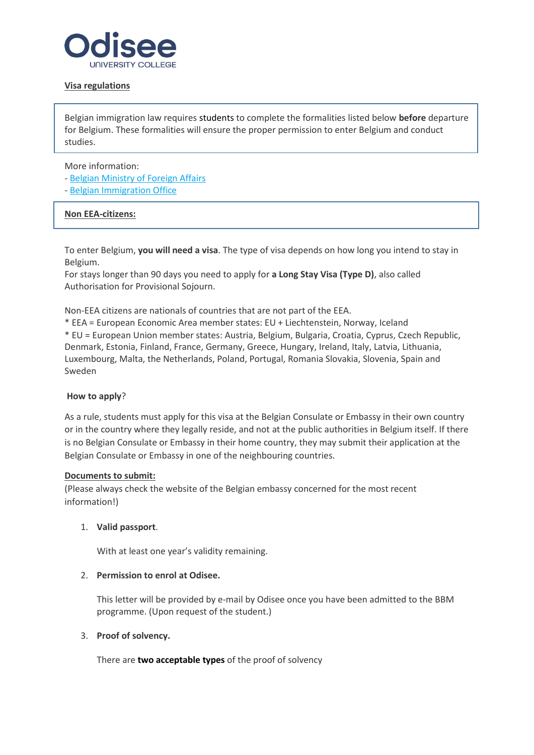Odisee
UNIVERSITY COLLEGE

**Visa regulations**

Belgian immigration law requires students to complete the formalities listed below **before** departure for Belgium. These formalities will ensure the proper permission to enter Belgium and conduct studies.

More information:
- Belgian Ministry of Foreign Affairs
- Belgian Immigration Office

**Non EEA-citizens:**

To enter Belgium, **you will need a visa**. The type of visa depends on how long you intend to stay in Belgium.
For stays longer than 90 days you need to apply for **a Long Stay Visa (Type D)**, also called Authorisation for Provisional Sojourn.

Non-EEA citizens are nationals of countries that are not part of the EEA.
* EEA = European Economic Area member states: EU + Liechtenstein, Norway, Iceland
* EU = European Union member states: Austria, Belgium, Bulgaria, Croatia, Cyprus, Czech Republic, Denmark, Estonia, Finland, France, Germany, Greece, Hungary, Ireland, Italy, Latvia, Lithuania, Luxembourg, Malta, the Netherlands, Poland, Portugal, Romania Slovakia, Slovenia, Spain and Sweden

**How to apply**?

As a rule, students must apply for this visa at the Belgian Consulate or Embassy in their own country or in the country where they legally reside, and not at the public authorities in Belgium itself. If there is no Belgian Consulate or Embassy in their home country, they may submit their application at the Belgian Consulate or Embassy in one of the neighbouring countries.

**Documents to submit:**
(Please always check the website of the Belgian embassy concerned for the most recent information!)

1. **Valid passport**.

   With at least one year's validity remaining.

2. **Permission to enrol at Odisee.**

   This letter will be provided by e-mail by Odisee once you have been admitted to the BBM programme. (Upon request of the student.)

3. **Proof of solvency.**

   There are **two acceptable types** of the proof of solvency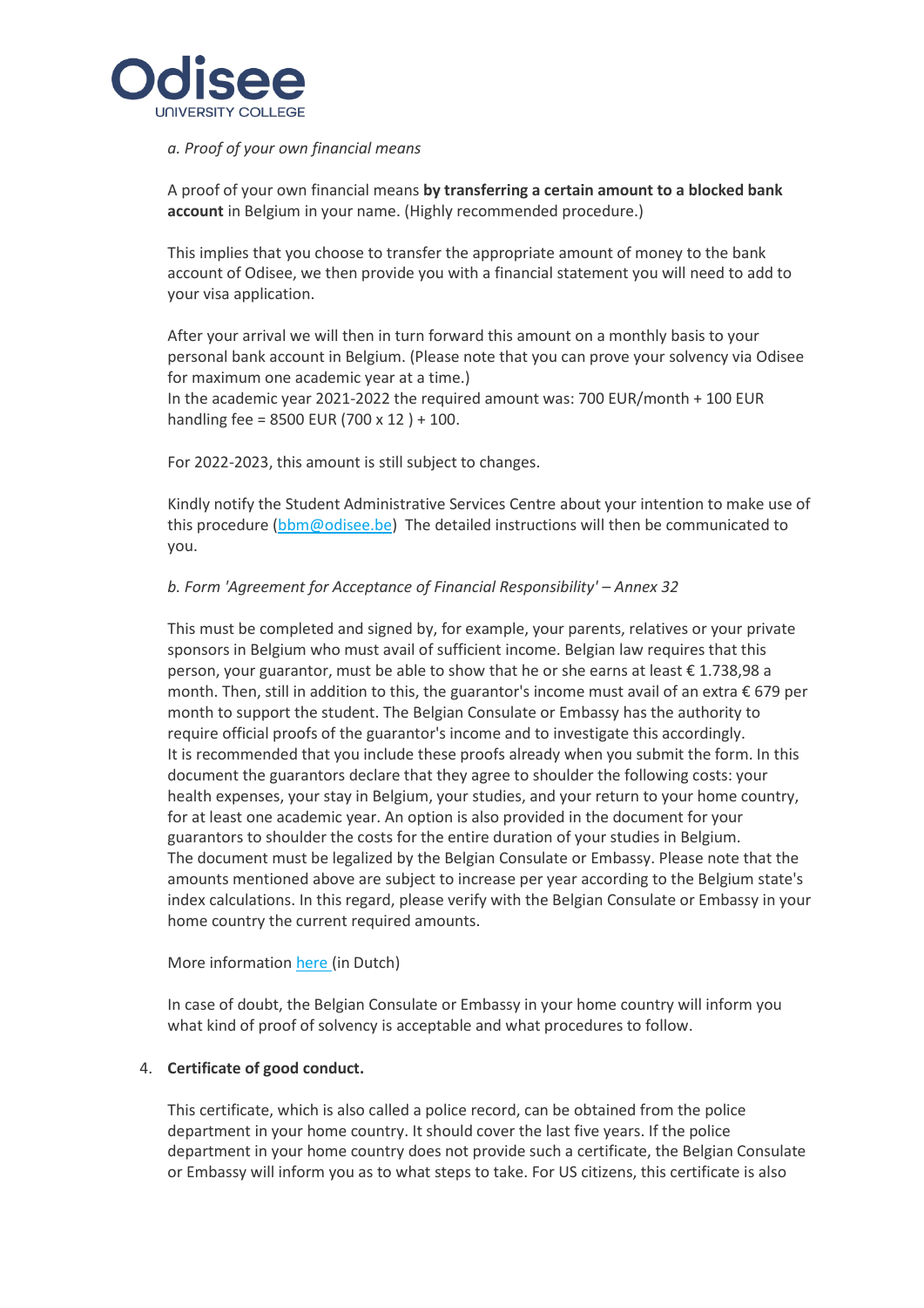*a. Proof of your own financial means*

A proof of your own financial means **by transferring a certain amount to a blocked bank account** in Belgium in your name. (Highly recommended procedure.)

This implies that you choose to transfer the appropriate amount of money to the bank account of Odisee, we then provide you with a financial statement you will need to add to your visa application.

After your arrival we will then in turn forward this amount on a monthly basis to your personal bank account in Belgium. (Please note that you can prove your solvency via Odisee for maximum one academic year at a time.)
In the academic year 2021-2022 the required amount was: 700 EUR/month + 100 EUR handling fee = 8500 EUR (700 x 12 ) + 100.

For 2022-2023, this amount is still subject to changes.

Kindly notify the Student Administrative Services Centre about your intention to make use of this procedure (bbm@odisee.be) The detailed instructions will then be communicated to you.

*b. Form 'Agreement for Acceptance of Financial Responsibility' – Annex 32*

This must be completed and signed by, for example, your parents, relatives or your private sponsors in Belgium who must avail of sufficient income. Belgian law requires that this person, your guarantor, must be able to show that he or she earns at least € 1.738,98 a month. Then, still in addition to this, the guarantor's income must avail of an extra € 679 per month to support the student. The Belgian Consulate or Embassy has the authority to require official proofs of the guarantor's income and to investigate this accordingly.
It is recommended that you include these proofs already when you submit the form. In this document the guarantors declare that they agree to shoulder the following costs: your health expenses, your stay in Belgium, your studies, and your return to your home country, for at least one academic year. An option is also provided in the document for your guarantors to shoulder the costs for the entire duration of your studies in Belgium.
The document must be legalized by the Belgian Consulate or Embassy. Please note that the amounts mentioned above are subject to increase per year according to the Belgium state's index calculations. In this regard, please verify with the Belgian Consulate or Embassy in your home country the current required amounts.

More information here (in Dutch)

In case of doubt, the Belgian Consulate or Embassy in your home country will inform you what kind of proof of solvency is acceptable and what procedures to follow.

4. **Certificate of good conduct.**

   This certificate, which is also called a police record, can be obtained from the police department in your home country. It should cover the last five years. If the police department in your home country does not provide such a certificate, the Belgian Consulate or Embassy will inform you as to what steps to take. For US citizens, this certificate is also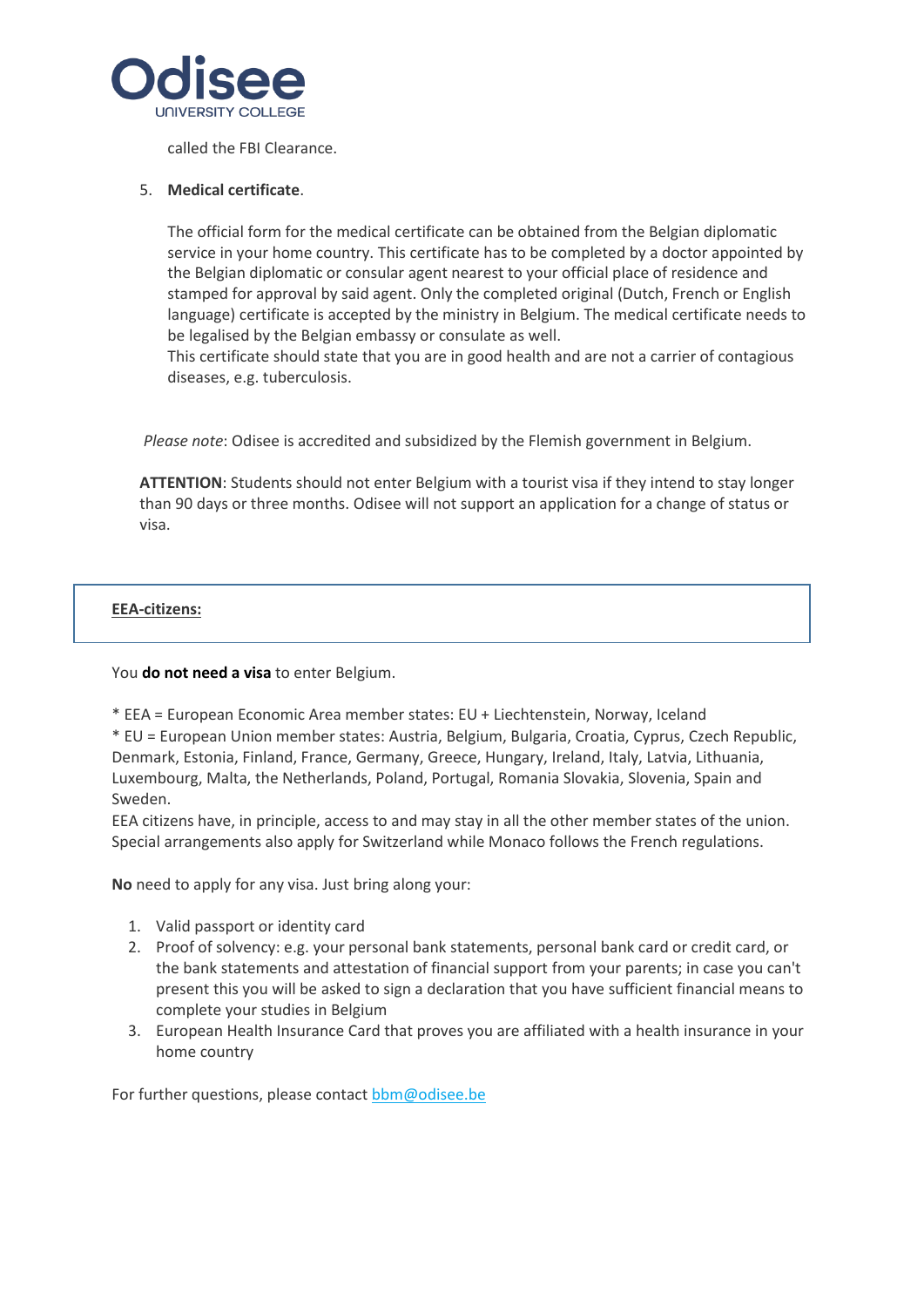called the FBI Clearance.

5. **Medical certificate**.

   The official form for the medical certificate can be obtained from the Belgian diplomatic service in your home country. This certificate has to be completed by a doctor appointed by the Belgian diplomatic or consular agent nearest to your official place of residence and stamped for approval by said agent. Only the completed original (Dutch, French or English language) certificate is accepted by the ministry in Belgium. The medical certificate needs to be legalised by the Belgian embassy or consulate as well.
   This certificate should state that you are in good health and are not a carrier of contagious diseases, e.g. tuberculosis.

*Please note*: Odisee is accredited and subsidized by the Flemish government in Belgium.

**ATTENTION**: Students should not enter Belgium with a tourist visa if they intend to stay longer than 90 days or three months. Odisee will not support an application for a change of status or visa.

## EEA-citizens:

You **do not need a visa** to enter Belgium.

* EEA = European Economic Area member states: EU + Liechtenstein, Norway, Iceland
* EU = European Union member states: Austria, Belgium, Bulgaria, Croatia, Cyprus, Czech Republic, Denmark, Estonia, Finland, France, Germany, Greece, Hungary, Ireland, Italy, Latvia, Lithuania, Luxembourg, Malta, the Netherlands, Poland, Portugal, Romania Slovakia, Slovenia, Spain and Sweden.

EEA citizens have, in principle, access to and may stay in all the other member states of the union. Special arrangements also apply for Switzerland while Monaco follows the French regulations.

**No** need to apply for any visa. Just bring along your:

1. Valid passport or identity card
2. Proof of solvency: e.g. your personal bank statements, personal bank card or credit card, or the bank statements and attestation of financial support from your parents; in case you can't present this you will be asked to sign a declaration that you have sufficient financial means to complete your studies in Belgium
3. European Health Insurance Card that proves you are affiliated with a health insurance in your home country

For further questions, please contact bbm@odisee.be